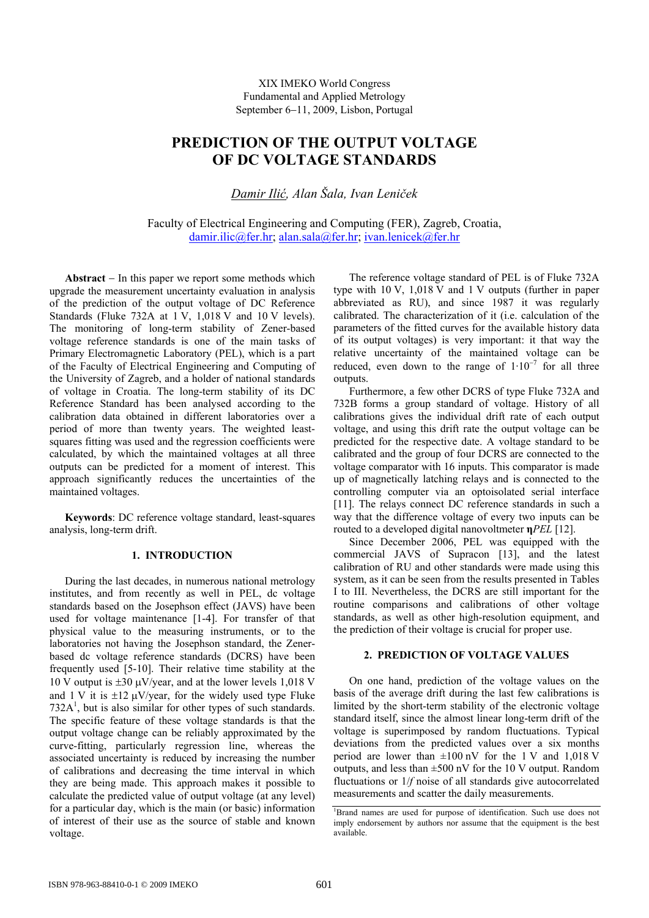XIX IMEKO World Congress
Fundamental and Applied Metrology
September 6−11, 2009, Lisbon, Portugal

# PREDICTION OF THE OUTPUT VOLTAGE OF DC VOLTAGE STANDARDS

*Damir Ilić, Alan Šala, Ivan Leniček*

Faculty of Electrical Engineering and Computing (FER), Zagreb, Croatia,
damir.ilic@fer.hr; alan.sala@fer.hr; ivan.lenicek@fer.hr

**Abstract** − In this paper we report some methods which upgrade the measurement uncertainty evaluation in analysis of the prediction of the output voltage of DC Reference Standards (Fluke 732A at 1 V, 1,018 V and 10 V levels). The monitoring of long-term stability of Zener-based voltage reference standards is one of the main tasks of Primary Electromagnetic Laboratory (PEL), which is a part of the Faculty of Electrical Engineering and Computing of the University of Zagreb, and a holder of national standards of voltage in Croatia. The long-term stability of its DC Reference Standard has been analysed according to the calibration data obtained in different laboratories over a period of more than twenty years. The weighted least-squares fitting was used and the regression coefficients were calculated, by which the maintained voltages at all three outputs can be predicted for a moment of interest. This approach significantly reduces the uncertainties of the maintained voltages.

**Keywords**: DC reference voltage standard, least-squares analysis, long-term drift.

## 1. INTRODUCTION

During the last decades, in numerous national metrology institutes, and from recently as well in PEL, dc voltage standards based on the Josephson effect (JAVS) have been used for voltage maintenance [1-4]. For transfer of that physical value to the measuring instruments, or to the laboratories not having the Josephson standard, the Zener-based dc voltage reference standards (DCRS) have been frequently used [5-10]. Their relative time stability at the 10 V output is ±30 µV/year, and at the lower levels 1,018 V and 1 V it is ±12 µV/year, for the widely used type Fluke 732A[1], but is also similar for other types of such standards. The specific feature of these voltage standards is that the output voltage change can be reliably approximated by the curve-fitting, particularly regression line, whereas the associated uncertainty is reduced by increasing the number of calibrations and decreasing the time interval in which they are being made. This approach makes it possible to calculate the predicted value of output voltage (at any level) for a particular day, which is the main (or basic) information of interest of their use as the source of stable and known voltage.

The reference voltage standard of PEL is of Fluke 732A type with 10 V, 1,018 V and 1 V outputs (further in paper abbreviated as RU), and since 1987 it was regularly calibrated. The characterization of it (i.e. calculation of the parameters of the fitted curves for the available history data of its output voltages) is very important: it that way the relative uncertainty of the maintained voltage can be reduced, even down to the range of $1 \cdot 10^{-7}$ for all three outputs.

Furthermore, a few other DCRS of type Fluke 732A and 732B forms a group standard of voltage. History of all calibrations gives the individual drift rate of each output voltage, and using this drift rate the output voltage can be predicted for the respective date. A voltage standard to be calibrated and the group of four DCRS are connected to the voltage comparator with 16 inputs. This comparator is made up of magnetically latching relays and is connected to the controlling computer via an optoisolated serial interface [11]. The relays connect DC reference standards in such a way that the difference voltage of every two inputs can be routed to a developed digital nanovoltmeter **η***PEL* [12].

Since December 2006, PEL was equipped with the commercial JAVS of Supracon [13], and the latest calibration of RU and other standards were made using this system, as it can be seen from the results presented in Tables I to III. Nevertheless, the DCRS are still important for the routine comparisons and calibrations of other voltage standards, as well as other high-resolution equipment, and the prediction of their voltage is crucial for proper use.

## 2. PREDICTION OF VOLTAGE VALUES

On one hand, prediction of the voltage values on the basis of the average drift during the last few calibrations is limited by the short-term stability of the electronic voltage standard itself, since the almost linear long-term drift of the voltage is superimposed by random fluctuations. Typical deviations from the predicted values over a six months period are lower than ±100 nV for the 1 V and 1,018 V outputs, and less than ±500 nV for the 10 V output. Random fluctuations or 1/*f* noise of all standards give autocorrelated measurements and scatter the daily measurements.

[1]Brand names are used for purpose of identification. Such use does not imply endorsement by authors nor assume that the equipment is the best available.

ISBN 978-963-88410-0-1 © 2009 IMEKO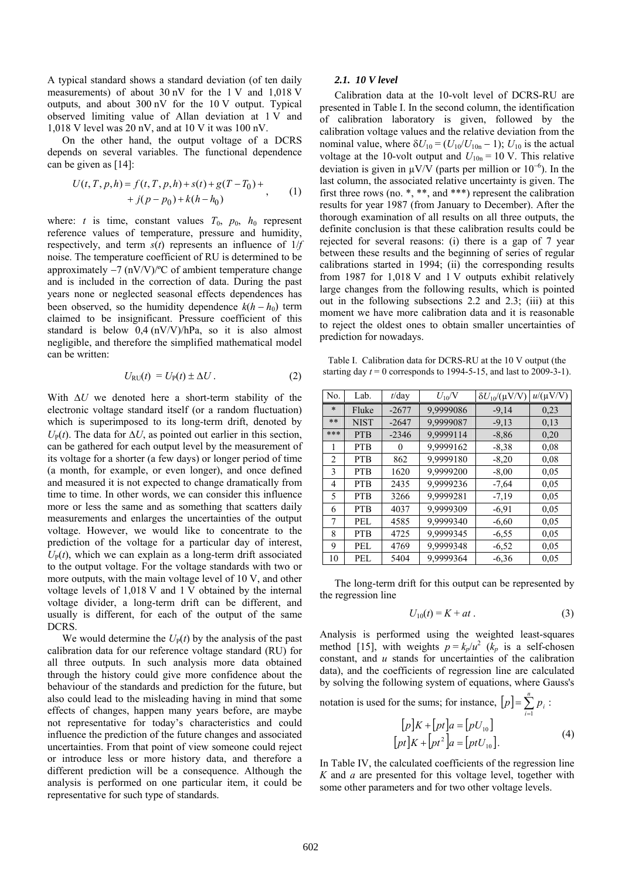A typical standard shows a standard deviation (of ten daily measurements) of about 30 nV for the 1 V and 1,018 V outputs, and about 300 nV for the 10 V output. Typical observed limiting value of Allan deviation at 1 V and 1,018 V level was 20 nV, and at 10 V it was 100 nV.

On the other hand, the output voltage of a DCRS depends on several variables. The functional dependence can be given as [14]:

$$U(t,T,p,h) = f(t,T,p,h) + s(t) + g(T - T_0) + \\ + j(p - p_0) + k(h - h_0) \quad (1)$$

where: $t$ is time, constant values $T_0$, $p_0$, $h_0$ represent reference values of temperature, pressure and humidity, respectively, and term $s(t)$ represents an influence of $1/f$ noise. The temperature coefficient of RU is determined to be approximately −7 (nV/V)/ºC of ambient temperature change and is included in the correction of data. During the past years none or neglected seasonal effects dependences has been observed, so the humidity dependence $k(h - h_0)$ term claimed to be insignificant. Pressure coefficient of this standard is below 0,4 (nV/V)/hPa, so it is also almost negligible, and therefore the simplified mathematical model can be written:

$$U_{RU}(t) = U_P(t) \pm \Delta U \,. \quad (2)$$

With $\Delta U$ we denoted here a short-term stability of the electronic voltage standard itself (or a random fluctuation) which is superimposed to its long-term drift, denoted by $U_P(t)$. The data for $\Delta U$, as pointed out earlier in this section, can be gathered for each output level by the measurement of its voltage for a shorter (a few days) or longer period of time (a month, for example, or even longer), and once defined and measured it is not expected to change dramatically from time to time. In other words, we can consider this influence more or less the same and as something that scatters daily measurements and enlarges the uncertainties of the output voltage. However, we would like to concentrate to the prediction of the voltage for a particular day of interest, $U_P(t)$, which we can explain as a long-term drift associated to the output voltage. For the voltage standards with two or more outputs, with the main voltage level of 10 V, and other voltage levels of 1,018 V and 1 V obtained by the internal voltage divider, a long-term drift can be different, and usually is different, for each of the output of the same DCRS.

We would determine the $U_P(t)$ by the analysis of the past calibration data for our reference voltage standard (RU) for all three outputs. In such analysis more data obtained through the history could give more confidence about the behaviour of the standards and prediction for the future, but also could lead to the misleading having in mind that some effects of changes, happen many years before, are maybe not representative for today's characteristics and could influence the prediction of the future changes and associated uncertainties. From that point of view someone could reject or introduce less or more history data, and therefore a different prediction will be a consequence. Although the analysis is performed on one particular item, it could be representative for such type of standards.

### *2.1. 10 V level*

Calibration data at the 10-volt level of DCRS-RU are presented in Table I. In the second column, the identification of calibration laboratory is given, followed by the calibration voltage values and the relative deviation from the nominal value, where $\delta U_{10} = (U_{10}/U_{10n} - 1)$; $U_{10}$ is the actual voltage at the 10-volt output and $U_{10n}$ = 10 V. This relative deviation is given in μV/V (parts per million or $10^{-6}$). In the last column, the associated relative uncertainty is given. The first three rows (no. *, **, and ***) represent the calibration results for year 1987 (from January to December). After the thorough examination of all results on all three outputs, the definite conclusion is that these calibration results could be rejected for several reasons: (i) there is a gap of 7 year between these results and the beginning of series of regular calibrations started in 1994; (ii) the corresponding results from 1987 for 1,018 V and 1 V outputs exhibit relatively large changes from the following results, which is pointed out in the following subsections 2.2 and 2.3; (iii) at this moment we have more calibration data and it is reasonable to reject the oldest ones to obtain smaller uncertainties of prediction for nowadays.

Table I. Calibration data for DCRS-RU at the 10 V output (the starting day $t$ = 0 corresponds to 1994-5-15, and last to 2009-3-1).

| No. | Lab. | $t$/day | $U_{10}$/V | $\delta U_{10}$/(μV/V) | $u$/(μV/V) |
|---|---|---|---|---|---|
| * | Fluke | -2677 | 9,9999086 | -9,14 | 0,23 |
| ** | NIST | -2647 | 9,9999087 | -9,13 | 0,13 |
| *** | PTB | -2346 | 9,9999114 | -8,86 | 0,20 |
| 1 | PTB | 0 | 9,9999162 | -8,38 | 0,08 |
| 2 | PTB | 862 | 9,9999180 | -8,20 | 0,08 |
| 3 | PTB | 1620 | 9,9999200 | -8,00 | 0,05 |
| 4 | PTB | 2435 | 9,9999236 | -7,64 | 0,05 |
| 5 | PTB | 3266 | 9,9999281 | -7,19 | 0,05 |
| 6 | PTB | 4037 | 9,9999309 | -6,91 | 0,05 |
| 7 | PEL | 4585 | 9,9999340 | -6,60 | 0,05 |
| 8 | PTB | 4725 | 9,9999345 | -6,55 | 0,05 |
| 9 | PEL | 4769 | 9,9999348 | -6,52 | 0,05 |
| 10 | PEL | 5404 | 9,9999364 | -6,36 | 0,05 |

The long-term drift for this output can be represented by the regression line

$$U_{10}(t) = K + at \,. \quad (3)$$

Analysis is performed using the weighted least-squares method [15], with weights $p = k_p/u^2$ ($k_p$ is a self-chosen constant, and $u$ stands for uncertainties of the calibration data), and the coefficients of regression line are calculated by solving the following system of equations, where Gauss's notation is used for the sums; for instance, $[p] = \sum_{i=1}^{n} p_i$ :

$$\begin{aligned} [p]K + [pt]a &= [pU_{10}] \\ [pt]K + [pt^2]a &= [ptU_{10}]. \end{aligned} \quad (4)$$

In Table IV, the calculated coefficients of the regression line $K$ and $a$ are presented for this voltage level, together with some other parameters and for two other voltage levels.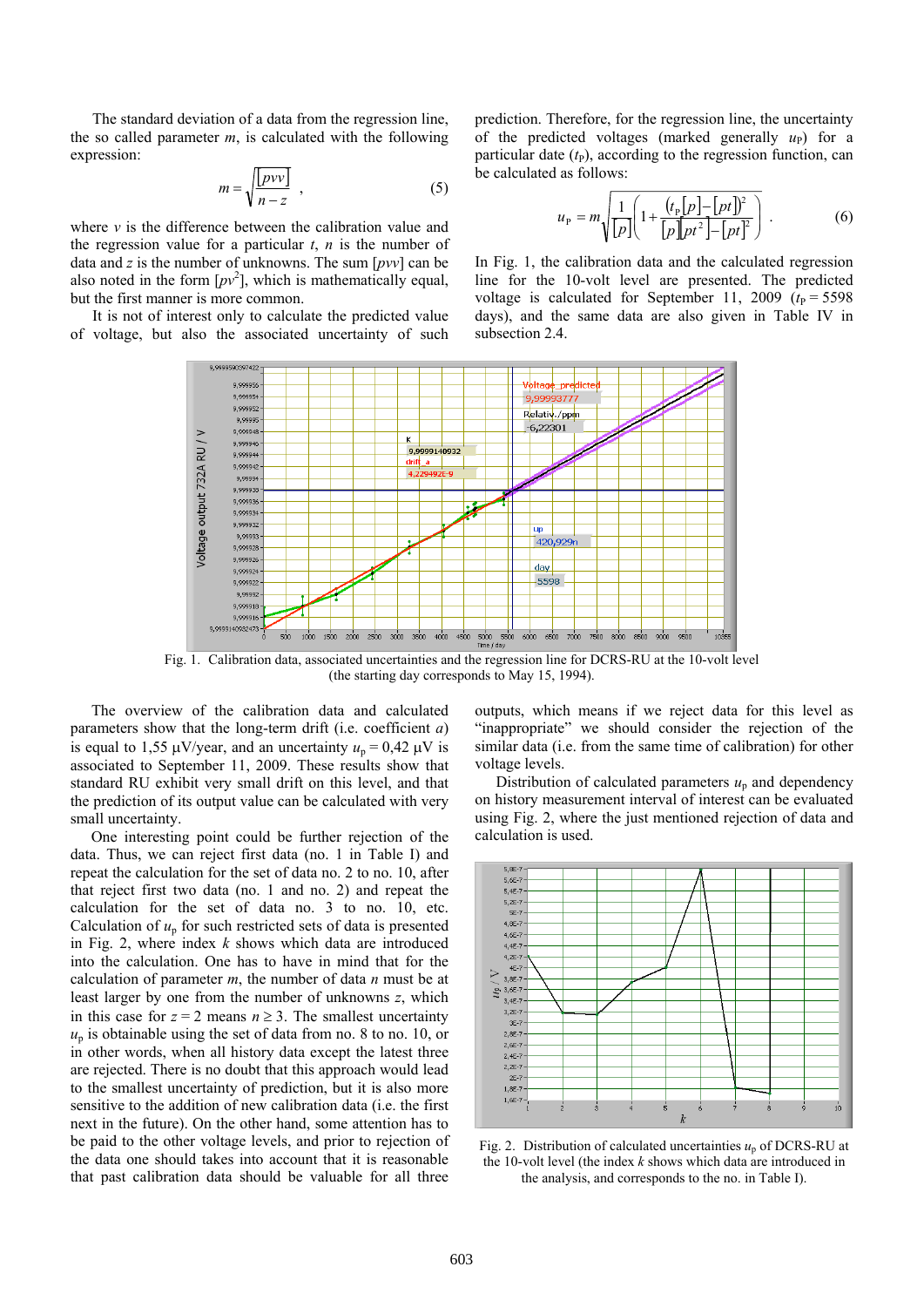The standard deviation of a data from the regression line, the so called parameter $m$, is calculated with the following expression:

$$m = \sqrt{\frac{[pvv]}{n - z}} \ , \tag{5}$$

where $v$ is the difference between the calibration value and the regression value for a particular $t$, $n$ is the number of data and $z$ is the number of unknowns. The sum $[pvv]$ can be also noted in the form $[pv^2]$, which is mathematically equal, but the first manner is more common.

It is not of interest only to calculate the predicted value of voltage, but also the associated uncertainty of such prediction. Therefore, for the regression line, the uncertainty of the predicted voltages (marked generally $u_P$) for a particular date ($t_P$), according to the regression function, can be calculated as follows:

$$u_P = m\sqrt{\frac{1}{[p]}\left(1 + \frac{(t_P[p] - [pt])^2}{[p][pt^2] - [pt]^2}\right)} \ . \tag{6}$$

In Fig. 1, the calibration data and the calculated regression line for the 10-volt level are presented. The predicted voltage is calculated for September 11, 2009 ($t_P = 5598$ days), and the same data are also given in Table IV in subsection 2.4.

Fig. 1. Calibration data, associated uncertainties and the regression line for DCRS-RU at the 10-volt level (the starting day corresponds to May 15, 1994).

The overview of the calibration data and calculated parameters show that the long-term drift (i.e. coefficient $a$) is equal to 1,55 µV/year, and an uncertainty $u_p = 0{,}42$ µV is associated to September 11, 2009. These results show that standard RU exhibit very small drift on this level, and that the prediction of its output value can be calculated with very small uncertainty.

One interesting point could be further rejection of the data. Thus, we can reject first data (no. 1 in Table I) and repeat the calculation for the set of data no. 2 to no. 10, after that reject first two data (no. 1 and no. 2) and repeat the calculation for the set of data no. 3 to no. 10, etc. Calculation of $u_p$ for such restricted sets of data is presented in Fig. 2, where index $k$ shows which data are introduced into the calculation. One has to have in mind that for the calculation of parameter $m$, the number of data $n$ must be at least larger by one from the number of unknowns $z$, which in this case for $z = 2$ means $n \geq 3$. The smallest uncertainty $u_p$ is obtainable using the set of data from no. 8 to no. 10, or in other words, when all history data except the latest three are rejected. There is no doubt that this approach would lead to the smallest uncertainty of prediction, but it is also more sensitive to the addition of new calibration data (i.e. the first next in the future). On the other hand, some attention has to be paid to the other voltage levels, and prior to rejection of the data one should takes into account that it is reasonable that past calibration data should be valuable for all three outputs, which means if we reject data for this level as "inappropriate" we should consider the rejection of the similar data (i.e. from the same time of calibration) for other voltage levels.

Distribution of calculated parameters $u_p$ and dependency on history measurement interval of interest can be evaluated using Fig. 2, where the just mentioned rejection of data and calculation is used.

Fig. 2. Distribution of calculated uncertainties $u_p$ of DCRS-RU at the 10-volt level (the index $k$ shows which data are introduced in the analysis, and corresponds to the no. in Table I).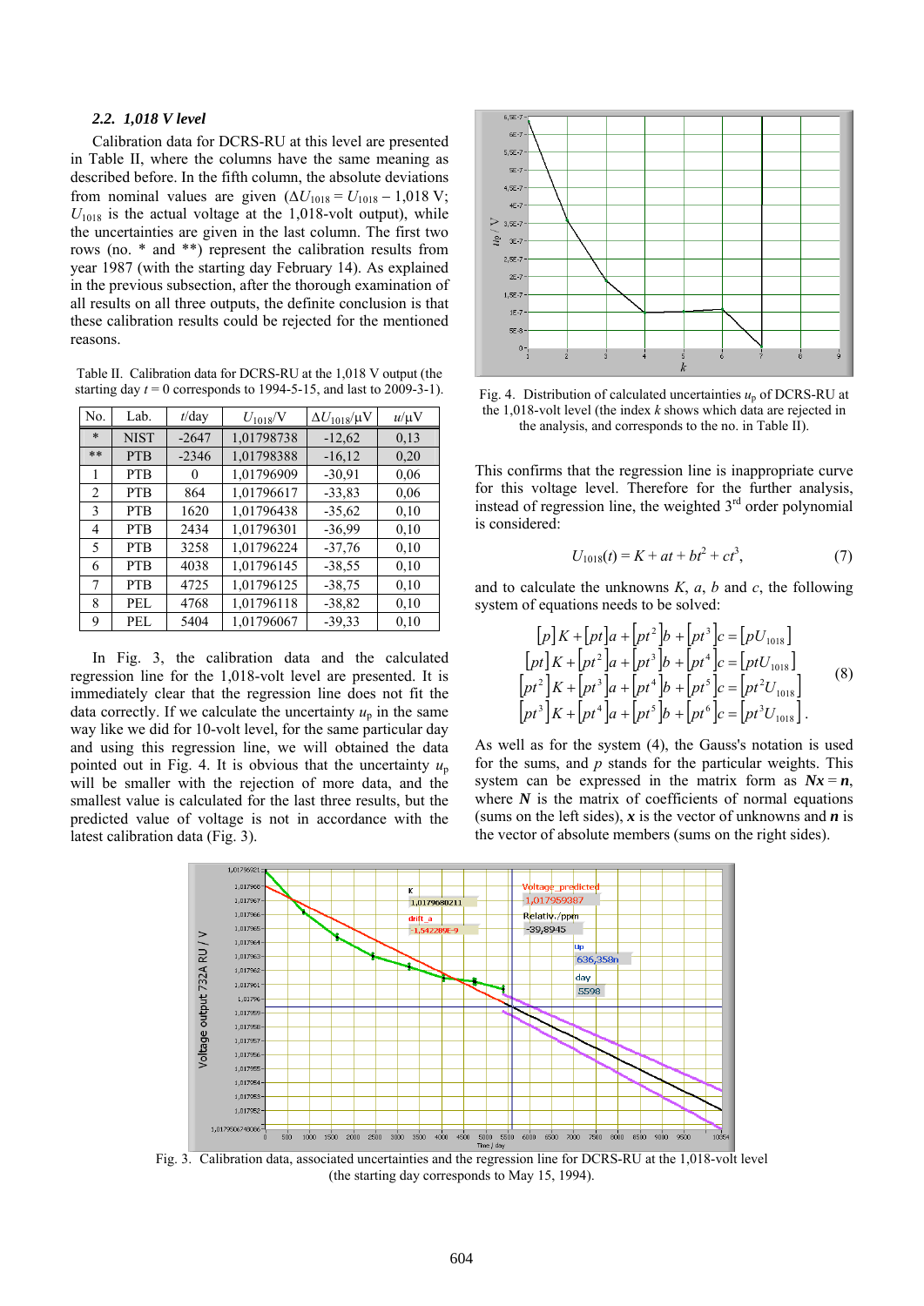### 2.2. 1,018 V level

Calibration data for DCRS-RU at this level are presented in Table II, where the columns have the same meaning as described before. In the fifth column, the absolute deviations from nominal values are given ($\Delta U_{1018} = U_{1018} - 1{,}018$ V; $U_{1018}$ is the actual voltage at the 1,018-volt output), while the uncertainties are given in the last column. The first two rows (no. * and **) represent the calibration results from year 1987 (with the starting day February 14). As explained in the previous subsection, after the thorough examination of all results on all three outputs, the definite conclusion is that these calibration results could be rejected for the mentioned reasons.

Table II. Calibration data for DCRS-RU at the 1,018 V output (the starting day $t = 0$ corresponds to 1994-5-15, and last to 2009-3-1).

| No. | Lab. | $t$/day | $U_{1018}$/V | $\Delta U_{1018}$/μV | $u$/μV |
|---|---|---|---|---|---|
| * | NIST | -2647 | 1,01798738 | -12,62 | 0,13 |
| ** | PTB | -2346 | 1,01798388 | -16,12 | 0,20 |
| 1 | PTB | 0 | 1,01796909 | -30,91 | 0,06 |
| 2 | PTB | 864 | 1,01796617 | -33,83 | 0,06 |
| 3 | PTB | 1620 | 1,01796438 | -35,62 | 0,10 |
| 4 | PTB | 2434 | 1,01796301 | -36,99 | 0,10 |
| 5 | PTB | 3258 | 1,01796224 | -37,76 | 0,10 |
| 6 | PTB | 4038 | 1,01796145 | -38,55 | 0,10 |
| 7 | PTB | 4725 | 1,01796125 | -38,75 | 0,10 |
| 8 | PEL | 4768 | 1,01796118 | -38,82 | 0,10 |
| 9 | PEL | 5404 | 1,01796067 | -39,33 | 0,10 |

In Fig. 3, the calibration data and the calculated regression line for the 1,018-volt level are presented. It is immediately clear that the regression line does not fit the data correctly. If we calculate the uncertainty $u_p$ in the same way like we did for 10-volt level, for the same particular day and using this regression line, we will obtained the data pointed out in Fig. 4. It is obvious that the uncertainty $u_p$ will be smaller with the rejection of more data, and the smallest value is calculated for the last three results, but the predicted value of voltage is not in accordance with the latest calibration data (Fig. 3).

Fig. 4. Distribution of calculated uncertainties $u_p$ of DCRS-RU at the 1,018-volt level (the index $k$ shows which data are rejected in the analysis, and corresponds to the no. in Table II).

This confirms that the regression line is inappropriate curve for this voltage level. Therefore for the further analysis, instead of regression line, the weighted 3[rd] order polynomial is considered:

$$U_{1018}(t) = K + at + bt^2 + ct^3, \tag{7}$$

and to calculate the unknowns $K$, $a$, $b$ and $c$, the following system of equations needs to be solved:

$$\begin{aligned}
[p]K + [pt]a + [pt^2]b + [pt^3]c &= [pU_{1018}] \\
[pt]K + [pt^2]a + [pt^3]b + [pt^4]c &= [ptU_{1018}] \\
[pt^2]K + [pt^3]a + [pt^4]b + [pt^5]c &= [pt^2U_{1018}] \\
[pt^3]K + [pt^4]a + [pt^5]b + [pt^6]c &= [pt^3U_{1018}].
\end{aligned} \tag{8}$$

As well as for the system (4), the Gauss's notation is used for the sums, and $p$ stands for the particular weights. This system can be expressed in the matrix form as $\boldsymbol{Nx} = \boldsymbol{n}$, where $\boldsymbol{N}$ is the matrix of coefficients of normal equations (sums on the left sides), $\boldsymbol{x}$ is the vector of unknowns and $\boldsymbol{n}$ is the vector of absolute members (sums on the right sides).

Fig. 3. Calibration data, associated uncertainties and the regression line for DCRS-RU at the 1,018-volt level (the starting day corresponds to May 15, 1994).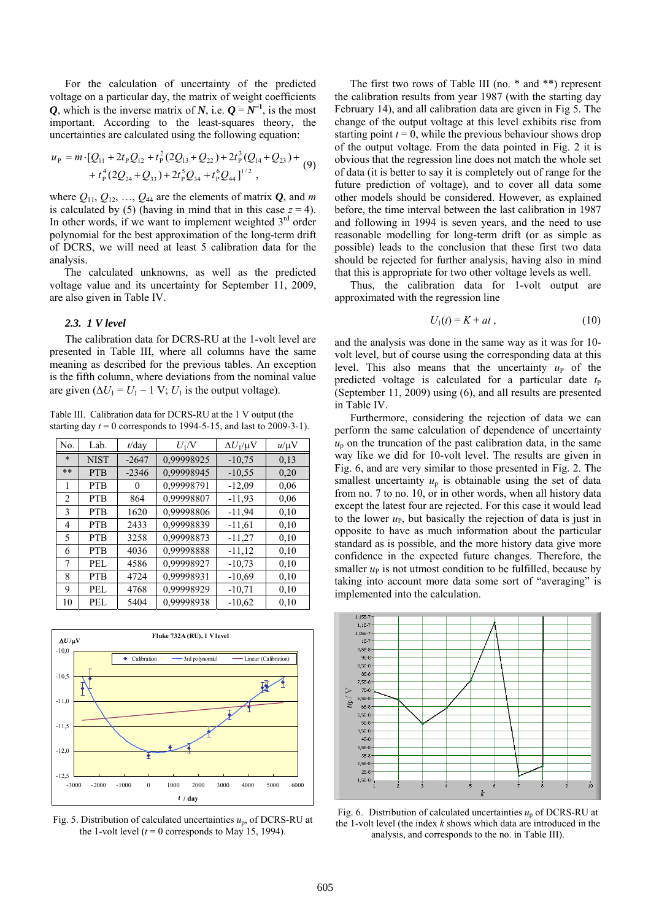For the calculation of uncertainty of the predicted voltage on a particular day, the matrix of weight coefficients $\boldsymbol{Q}$, which is the inverse matrix of $\boldsymbol{N}$, i.e. $\boldsymbol{Q} = \boldsymbol{N}^{-1}$, is the most important. According to the least-squares theory, the uncertainties are calculated using the following equation:

$$u_{\mathrm{P}} = m \cdot [Q_{11} + 2t_{\mathrm{P}}Q_{12} + t_{\mathrm{P}}^2(2Q_{13} + Q_{22}) + 2t_{\mathrm{P}}^3(Q_{14} + Q_{23}) + t_{\mathrm{P}}^4(2Q_{24} + Q_{33}) + 2t_{\mathrm{P}}^5 Q_{34} + t_{\mathrm{P}}^6 Q_{44}]^{1/2}, \quad (9)$$

where $Q_{11}$, $Q_{12}$, …, $Q_{44}$ are the elements of matrix $\boldsymbol{Q}$, and $m$ is calculated by (5) (having in mind that in this case $z = 4$). In other words, if we want to implement weighted 3rd order polynomial for the best approximation of the long-term drift of DCRS, we will need at least 5 calibration data for the analysis.

The calculated unknowns, as well as the predicted voltage value and its uncertainty for September 11, 2009, are also given in Table IV.

### 2.3. 1 V level

The calibration data for DCRS-RU at the 1-volt level are presented in Table III, where all columns have the same meaning as described for the previous tables. An exception is the fifth column, where deviations from the nominal value are given ($\Delta U_1 = U_1 - 1$ V; $U_1$ is the output voltage).

Table III. Calibration data for DCRS-RU at the 1 V output (the starting day $t = 0$ corresponds to 1994-5-15, and last to 2009-3-1).

| No. | Lab. | $t$/day | $U_1$/V | $\Delta U_1$/µV | $u$/µV |
|---|---|---|---|---|---|
| * | NIST | -2647 | 0,99998925 | -10,75 | 0,13 |
| ** | PTB | -2346 | 0,99998945 | -10,55 | 0,20 |
| 1 | PTB | 0 | 0,99998791 | -12,09 | 0,06 |
| 2 | PTB | 864 | 0,99998807 | -11,93 | 0,06 |
| 3 | PTB | 1620 | 0,99998806 | -11,94 | 0,10 |
| 4 | PTB | 2433 | 0,99998839 | -11,61 | 0,10 |
| 5 | PTB | 3258 | 0,99998873 | -11,27 | 0,10 |
| 6 | PTB | 4036 | 0,99998888 | -11,12 | 0,10 |
| 7 | PEL | 4586 | 0,99998927 | -10,73 | 0,10 |
| 8 | PTB | 4724 | 0,99998931 | -10,69 | 0,10 |
| 9 | PEL | 4768 | 0,99998929 | -10,71 | 0,10 |
| 10 | PEL | 5404 | 0,99998938 | -10,62 | 0,10 |

Fig. 5. Distribution of calculated uncertainties $u_{\mathrm{p}}$, of DCRS-RU at the 1-volt level ($t = 0$ corresponds to May 15, 1994).

The first two rows of Table III (no. * and **) represent the calibration results from year 1987 (with the starting day February 14), and all calibration data are given in Fig 5. The change of the output voltage at this level exhibits rise from starting point $t = 0$, while the previous behaviour shows drop of the output voltage. From the data pointed in Fig. 2 it is obvious that the regression line does not match the whole set of data (it is better to say it is completely out of range for the future prediction of voltage), and to cover all data some other models should be considered. However, as explained before, the time interval between the last calibration in 1987 and following in 1994 is seven years, and the need to use reasonable modelling for long-term drift (or as simple as possible) leads to the conclusion that these first two data should be rejected for further analysis, having also in mind that this is appropriate for two other voltage levels as well.

Thus, the calibration data for 1-volt output are approximated with the regression line

$$U_1(t) = K + at, \quad (10)$$

and the analysis was done in the same way as it was for 10-volt level, but of course using the corresponding data at this level. This means that the uncertainty $u_{\mathrm{P}}$ of the predicted voltage is calculated for a particular date $t_{\mathrm{P}}$ (September 11, 2009) using (6), and all results are presented in Table IV.

Furthermore, considering the rejection of data we can perform the same calculation of dependence of uncertainty $u_{\mathrm{P}}$ on the truncation of the past calibration data, in the same way like we did for 10-volt level. The results are given in Fig. 6, and are very similar to those presented in Fig. 2. The smallest uncertainty $u_{\mathrm{P}}$ is obtainable using the set of data from no. 7 to no. 10, or in other words, when all history data except the latest four are rejected. For this case it would lead to the lower $u_{\mathrm{P}}$, but basically the rejection of data is just in opposite to have as much information about the particular standard as is possible, and the more history data give more confidence in the expected future changes. Therefore, the smaller $u_{\mathrm{P}}$ is not utmost condition to be fulfilled, because by taking into account more data some sort of "averaging" is implemented into the calculation.

Fig. 6. Distribution of calculated uncertainties $u_{\mathrm{p}}$ of DCRS-RU at the 1-volt level (the index $k$ shows which data are introduced in the analysis, and corresponds to the no. in Table III).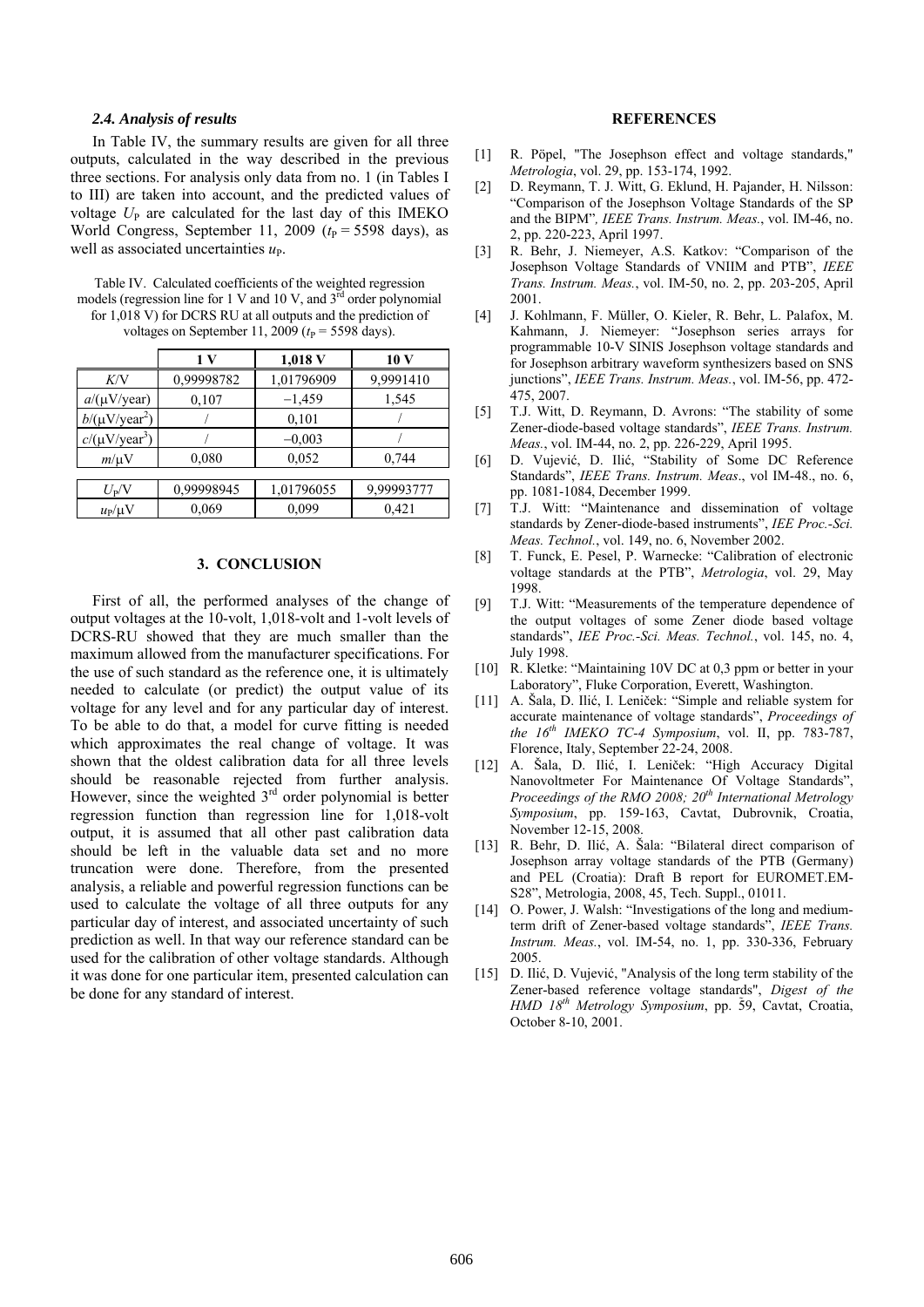### 2.4. Analysis of results

In Table IV, the summary results are given for all three outputs, calculated in the way described in the previous three sections. For analysis only data from no. 1 (in Tables I to III) are taken into account, and the predicted values of voltage $U_P$ are calculated for the last day of this IMEKO World Congress, September 11, 2009 ($t_P$ = 5598 days), as well as associated uncertainties $u_P$.

Table IV. Calculated coefficients of the weighted regression models (regression line for 1 V and 10 V, and 3[rd] order polynomial for 1,018 V) for DCRS RU at all outputs and the prediction of voltages on September 11, 2009 ($t_P$ = 5598 days).

| | 1 V | 1,018 V | 10 V |
|---|---|---|---|
| $K$/V | 0,99998782 | 1,01796909 | 9,9991410 |
| $a$/(μV/year) | 0,107 | −1,459 | 1,545 |
| $b$/(μV/year$^2$) | / | 0,101 | / |
| $c$/(μV/year$^3$) | / | −0,003 | / |
| $m$/μV | 0,080 | 0,052 | 0,744 |
| $U_P$/V | 0,99998945 | 1,01796055 | 9,99993777 |
| $u_P$/μV | 0,069 | 0,099 | 0,421 |

## 3. CONCLUSION

First of all, the performed analyses of the change of output voltages at the 10-volt, 1,018-volt and 1-volt levels of DCRS-RU showed that they are much smaller than the maximum allowed from the manufacturer specifications. For the use of such standard as the reference one, it is ultimately needed to calculate (or predict) the output value of its voltage for any level and for any particular day of interest. To be able to do that, a model for curve fitting is needed which approximates the real change of voltage. It was shown that the oldest calibration data for all three levels should be reasonable rejected from further analysis. However, since the weighted 3[rd] order polynomial is better regression function than regression line for 1,018-volt output, it is assumed that all other past calibration data should be left in the valuable data set and no more truncation were done. Therefore, from the presented analysis, a reliable and powerful regression functions can be used to calculate the voltage of all three outputs for any particular day of interest, and associated uncertainty of such prediction as well. In that way our reference standard can be used for the calibration of other voltage standards. Although it was done for one particular item, presented calculation can be done for any standard of interest.

## REFERENCES

[1] R. Pöpel, "The Josephson effect and voltage standards," *Metrologia*, vol. 29, pp. 153-174, 1992.

[2] D. Reymann, T. J. Witt, G. Eklund, H. Pajander, H. Nilsson: "Comparison of the Josephson Voltage Standards of the SP and the BIPM", *IEEE Trans. Instrum. Meas.*, vol. IM-46, no. 2, pp. 220-223, April 1997.

[3] R. Behr, J. Niemeyer, A.S. Katkov: "Comparison of the Josephson Voltage Standards of VNIIM and PTB", *IEEE Trans. Instrum. Meas.*, vol. IM-50, no. 2, pp. 203-205, April 2001.

[4] J. Kohlmann, F. Müller, O. Kieler, R. Behr, L. Palafox, M. Kahmann, J. Niemeyer: "Josephson series arrays for programmable 10-V SINIS Josephson voltage standards and for Josephson arbitrary waveform synthesizers based on SNS junctions", *IEEE Trans. Instrum. Meas.*, vol. IM-56, pp. 472-475, 2007.

[5] T.J. Witt, D. Reymann, D. Avrons: "The stability of some Zener-diode-based voltage standards", *IEEE Trans. Instrum. Meas.*, vol. IM-44, no. 2, pp. 226-229, April 1995.

[6] D. Vujević, D. Ilić, "Stability of Some DC Reference Standards", *IEEE Trans. Instrum. Meas*., vol IM-48., no. 6, pp. 1081-1084, December 1999.

[7] T.J. Witt: "Maintenance and dissemination of voltage standards by Zener-diode-based instruments", *IEE Proc.-Sci. Meas. Technol.*, vol. 149, no. 6, November 2002.

[8] T. Funck, E. Pesel, P. Warnecke: "Calibration of electronic voltage standards at the PTB", *Metrologia*, vol. 29, May 1998.

[9] T.J. Witt: "Measurements of the temperature dependence of the output voltages of some Zener diode based voltage standards", *IEE Proc.-Sci. Meas. Technol.*, vol. 145, no. 4, July 1998.

[10] R. Kletke: "Maintaining 10V DC at 0,3 ppm or better in your Laboratory", Fluke Corporation, Everett, Washington.

[11] A. Šala, D. Ilić, I. Leniček: "Simple and reliable system for accurate maintenance of voltage standards", *Proceedings of the 16th IMEKO TC-4 Symposium*, vol. II, pp. 783-787, Florence, Italy, September 22-24, 2008.

[12] A. Šala, D. Ilić, I. Leniček: "High Accuracy Digital Nanovoltmeter For Maintenance Of Voltage Standards", *Proceedings of the RMO 2008; 20th International Metrology Symposium*, pp. 159-163, Cavtat, Dubrovnik, Croatia, November 12-15, 2008.

[13] R. Behr, D. Ilić, A. Šala: "Bilateral direct comparison of Josephson array voltage standards of the PTB (Germany) and PEL (Croatia): Draft B report for EUROMET.EM-S28", Metrologia, 2008, 45, Tech. Suppl., 01011.

[14] O. Power, J. Walsh: "Investigations of the long and medium-term drift of Zener-based voltage standards", *IEEE Trans. Instrum. Meas.*, vol. IM-54, no. 1, pp. 330-336, February 2005.

[15] D. Ilić, D. Vujević, "Analysis of the long term stability of the Zener-based reference voltage standards", *Digest of the HMD 18th Metrology Symposium*, pp. 59, Cavtat, Croatia, October 8-10, 2001.